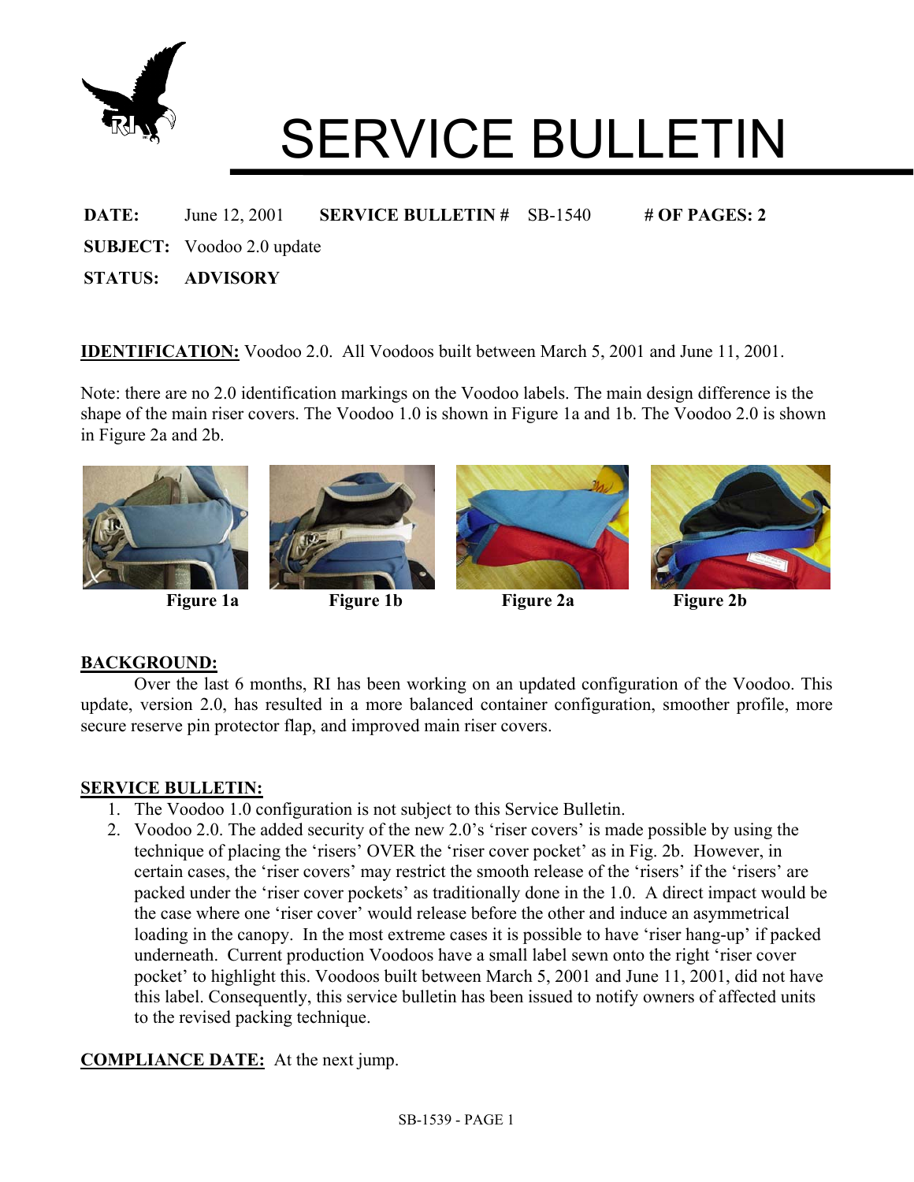# SERVICE BULLETIN

**DATE:** June 12, 2001 **SERVICE BULLETIN #** SB-1540 **# OF PAGES: 2**

**SUBJECT:** Voodoo 2.0 update

**STATUS:** **ADVISORY**

**IDENTIFICATION:** Voodoo 2.0. All Voodoos built between March 5, 2001 and June 11, 2001.

Note: there are no 2.0 identification markings on the Voodoo labels. The main design difference is the shape of the main riser covers. The Voodoo 1.0 is shown in Figure 1a and 1b. The Voodoo 2.0 is shown in Figure 2a and 2b.

**Figure 1a** **Figure 1b** **Figure 2a** **Figure 2b**

**BACKGROUND:**

Over the last 6 months, RI has been working on an updated configuration of the Voodoo. This update, version 2.0, has resulted in a more balanced container configuration, smoother profile, more secure reserve pin protector flap, and improved main riser covers.

**SERVICE BULLETIN:**

1. The Voodoo 1.0 configuration is not subject to this Service Bulletin.
2. Voodoo 2.0. The added security of the new 2.0's 'riser covers' is made possible by using the technique of placing the 'risers' OVER the 'riser cover pocket' as in Fig. 2b. However, in certain cases, the 'riser covers' may restrict the smooth release of the 'risers' if the 'risers' are packed under the 'riser cover pockets' as traditionally done in the 1.0. A direct impact would be the case where one 'riser cover' would release before the other and induce an asymmetrical loading in the canopy. In the most extreme cases it is possible to have 'riser hang-up' if packed underneath. Current production Voodoos have a small label sewn onto the right 'riser cover pocket' to highlight this. Voodoos built between March 5, 2001 and June 11, 2001, did not have this label. Consequently, this service bulletin has been issued to notify owners of affected units to the revised packing technique.

**COMPLIANCE DATE:** At the next jump.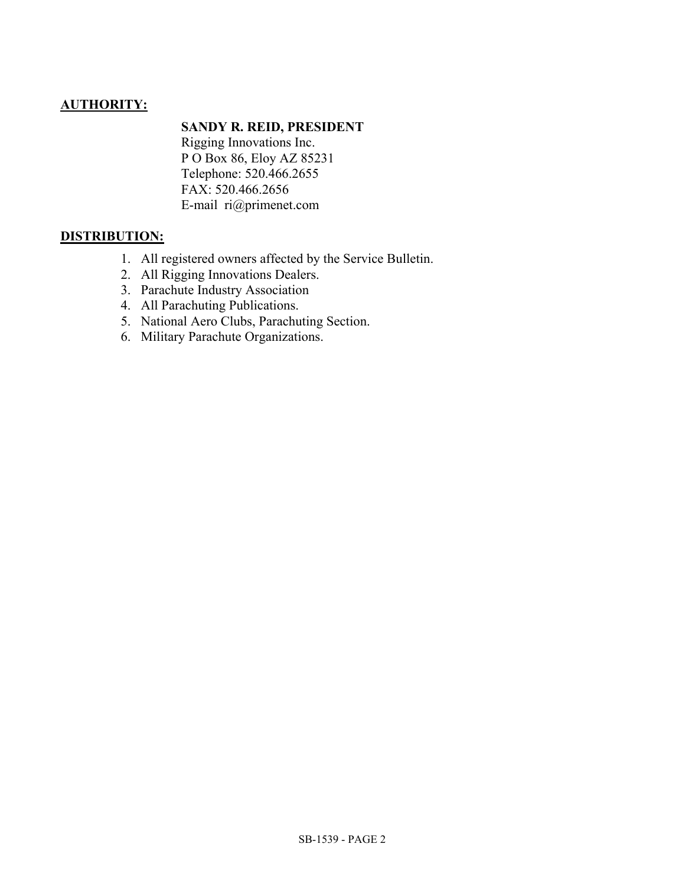**AUTHORITY:**

**SANDY R. REID, PRESIDENT**
Rigging Innovations Inc.
P O Box 86, Eloy AZ 85231
Telephone: 520.466.2655
FAX: 520.466.2656
E-mail ri@primenet.com

**DISTRIBUTION:**

1. All registered owners affected by the Service Bulletin.
2. All Rigging Innovations Dealers.
3. Parachute Industry Association
4. All Parachuting Publications.
5. National Aero Clubs, Parachuting Section.
6. Military Parachute Organizations.